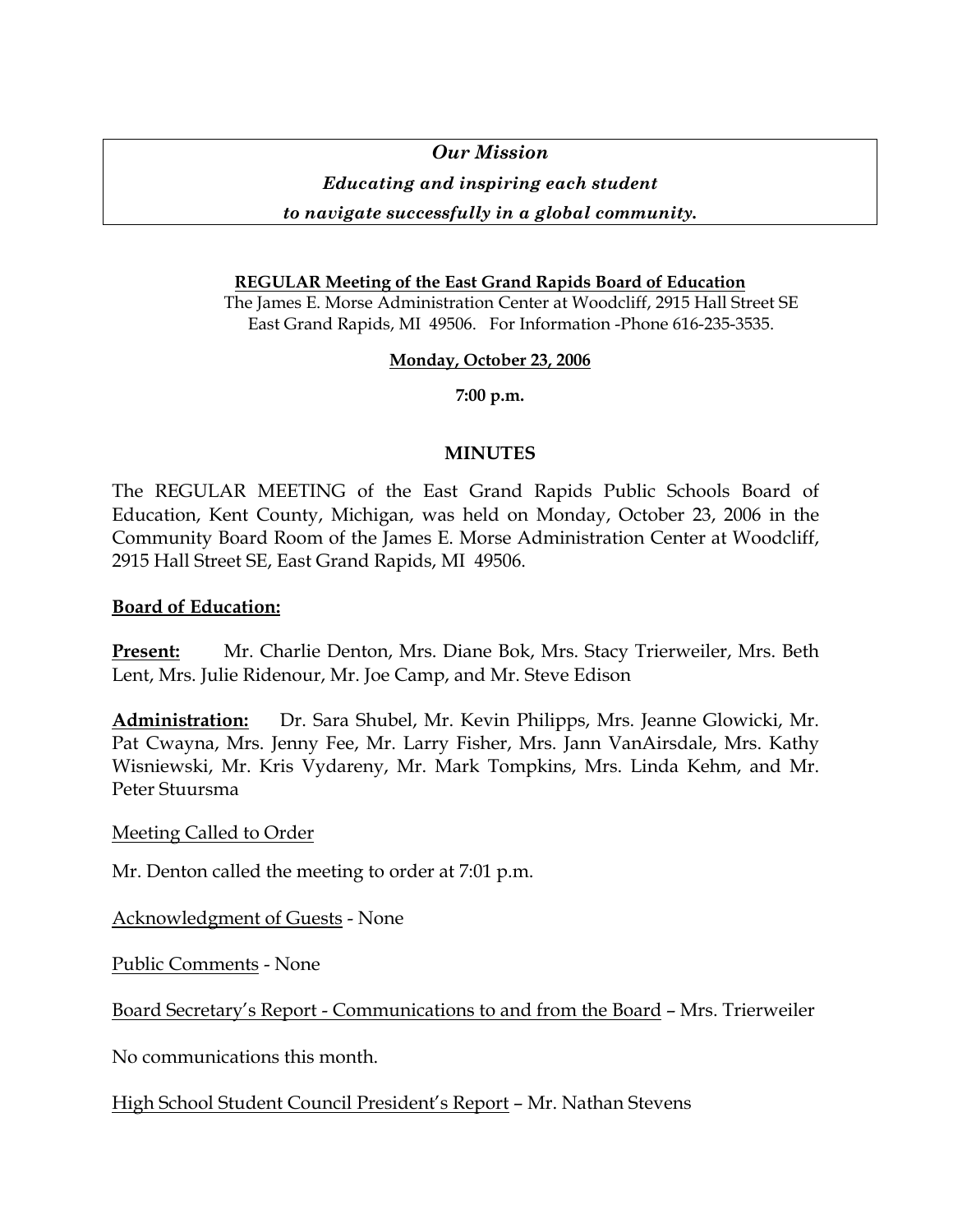*Our Mission*

***Educating and inspiring each student***

***to navigate successfully in a global community.***

**REGULAR Meeting of the East Grand Rapids Board of Education**

The James E. Morse Administration Center at Woodcliff, 2915 Hall Street SE
East Grand Rapids, MI 49506. For Information -Phone 616-235-3535.

**Monday, October 23, 2006**

**7:00 p.m.**

**MINUTES**

The REGULAR MEETING of the East Grand Rapids Public Schools Board of Education, Kent County, Michigan, was held on Monday, October 23, 2006 in the Community Board Room of the James E. Morse Administration Center at Woodcliff, 2915 Hall Street SE, East Grand Rapids, MI 49506.

**Board of Education:**

**Present:** Mr. Charlie Denton, Mrs. Diane Bok, Mrs. Stacy Trierweiler, Mrs. Beth Lent, Mrs. Julie Ridenour, Mr. Joe Camp, and Mr. Steve Edison

**Administration:** Dr. Sara Shubel, Mr. Kevin Philipps, Mrs. Jeanne Glowicki, Mr. Pat Cwayna, Mrs. Jenny Fee, Mr. Larry Fisher, Mrs. Jann VanAirsdale, Mrs. Kathy Wisniewski, Mr. Kris Vydareny, Mr. Mark Tompkins, Mrs. Linda Kehm, and Mr. Peter Stuursma

Meeting Called to Order

Mr. Denton called the meeting to order at 7:01 p.m.

Acknowledgment of Guests - None

Public Comments - None

Board Secretary's Report - Communications to and from the Board – Mrs. Trierweiler

No communications this month.

High School Student Council President's Report – Mr. Nathan Stevens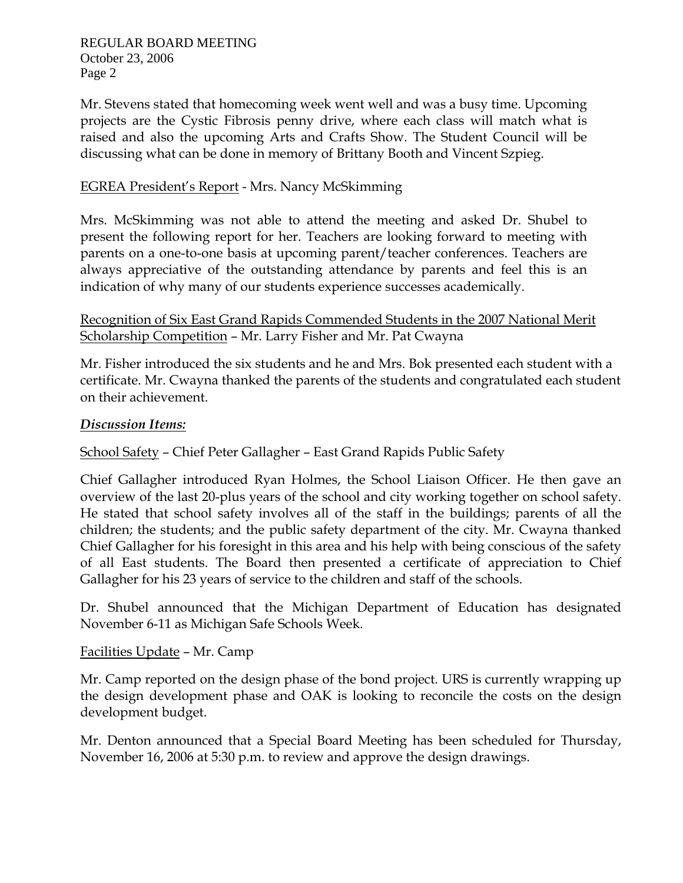Mr. Stevens stated that homecoming week went well and was a busy time. Upcoming projects are the Cystic Fibrosis penny drive, where each class will match what is raised and also the upcoming Arts and Crafts Show. The Student Council will be discussing what can be done in memory of Brittany Booth and Vincent Szpieg.

<u>EGREA President's Report</u> - Mrs. Nancy McSkimming

Mrs. McSkimming was not able to attend the meeting and asked Dr. Shubel to present the following report for her. Teachers are looking forward to meeting with parents on a one-to-one basis at upcoming parent/teacher conferences. Teachers are always appreciative of the outstanding attendance by parents and feel this is an indication of why many of our students experience successes academically.

<u>Recognition of Six East Grand Rapids Commended Students in the 2007 National Merit Scholarship Competition</u> – Mr. Larry Fisher and Mr. Pat Cwayna

Mr. Fisher introduced the six students and he and Mrs. Bok presented each student with a certificate. Mr. Cwayna thanked the parents of the students and congratulated each student on their achievement.

***<u>Discussion Items:</u>***

<u>School Safety</u> – Chief Peter Gallagher – East Grand Rapids Public Safety

Chief Gallagher introduced Ryan Holmes, the School Liaison Officer. He then gave an overview of the last 20-plus years of the school and city working together on school safety. He stated that school safety involves all of the staff in the buildings; parents of all the children; the students; and the public safety department of the city. Mr. Cwayna thanked Chief Gallagher for his foresight in this area and his help with being conscious of the safety of all East students. The Board then presented a certificate of appreciation to Chief Gallagher for his 23 years of service to the children and staff of the schools.

Dr. Shubel announced that the Michigan Department of Education has designated November 6-11 as Michigan Safe Schools Week.

<u>Facilities Update</u> – Mr. Camp

Mr. Camp reported on the design phase of the bond project. URS is currently wrapping up the design development phase and OAK is looking to reconcile the costs on the design development budget.

Mr. Denton announced that a Special Board Meeting has been scheduled for Thursday, November 16, 2006 at 5:30 p.m. to review and approve the design drawings.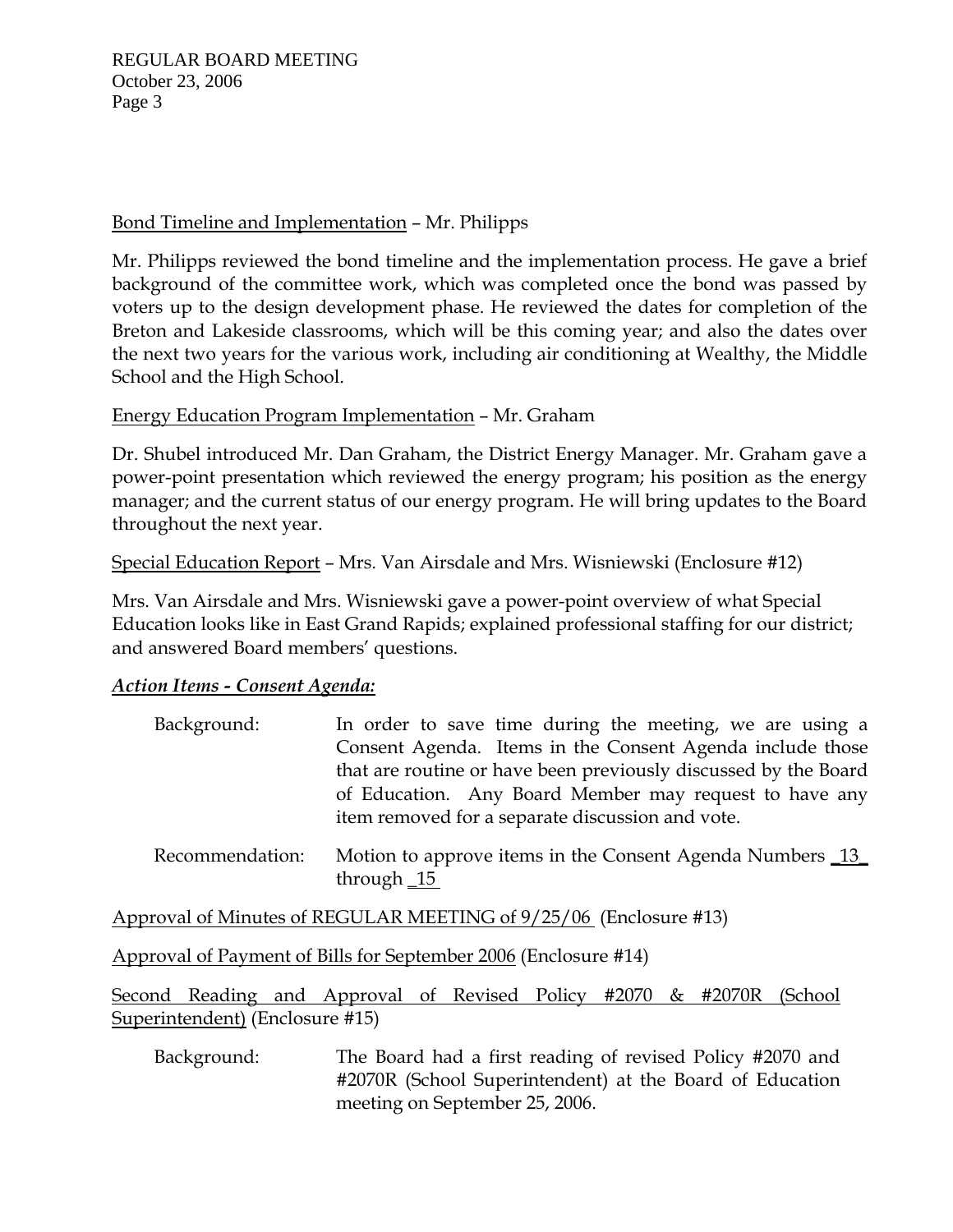Bond Timeline and Implementation – Mr. Philipps

Mr. Philipps reviewed the bond timeline and the implementation process. He gave a brief background of the committee work, which was completed once the bond was passed by voters up to the design development phase. He reviewed the dates for completion of the Breton and Lakeside classrooms, which will be this coming year; and also the dates over the next two years for the various work, including air conditioning at Wealthy, the Middle School and the High School.

Energy Education Program Implementation – Mr. Graham

Dr. Shubel introduced Mr. Dan Graham, the District Energy Manager. Mr. Graham gave a power-point presentation which reviewed the energy program; his position as the energy manager; and the current status of our energy program. He will bring updates to the Board throughout the next year.

Special Education Report – Mrs. Van Airsdale and Mrs. Wisniewski (Enclosure #12)

Mrs. Van Airsdale and Mrs. Wisniewski gave a power-point overview of what Special Education looks like in East Grand Rapids; explained professional staffing for our district; and answered Board members' questions.

***Action Items - Consent Agenda:***

| | |
|---|---|
| Background: | In order to save time during the meeting, we are using a Consent Agenda. Items in the Consent Agenda include those that are routine or have been previously discussed by the Board of Education. Any Board Member may request to have any item removed for a separate discussion and vote. |
| Recommendation: | Motion to approve items in the Consent Agenda Numbers _13_ through _15_ |

Approval of Minutes of REGULAR MEETING of 9/25/06 (Enclosure #13)

Approval of Payment of Bills for September 2006 (Enclosure #14)

Second Reading and Approval of Revised Policy #2070 & #2070R (School Superintendent) (Enclosure #15)

| | |
|---|---|
| Background: | The Board had a first reading of revised Policy #2070 and #2070R (School Superintendent) at the Board of Education meeting on September 25, 2006. |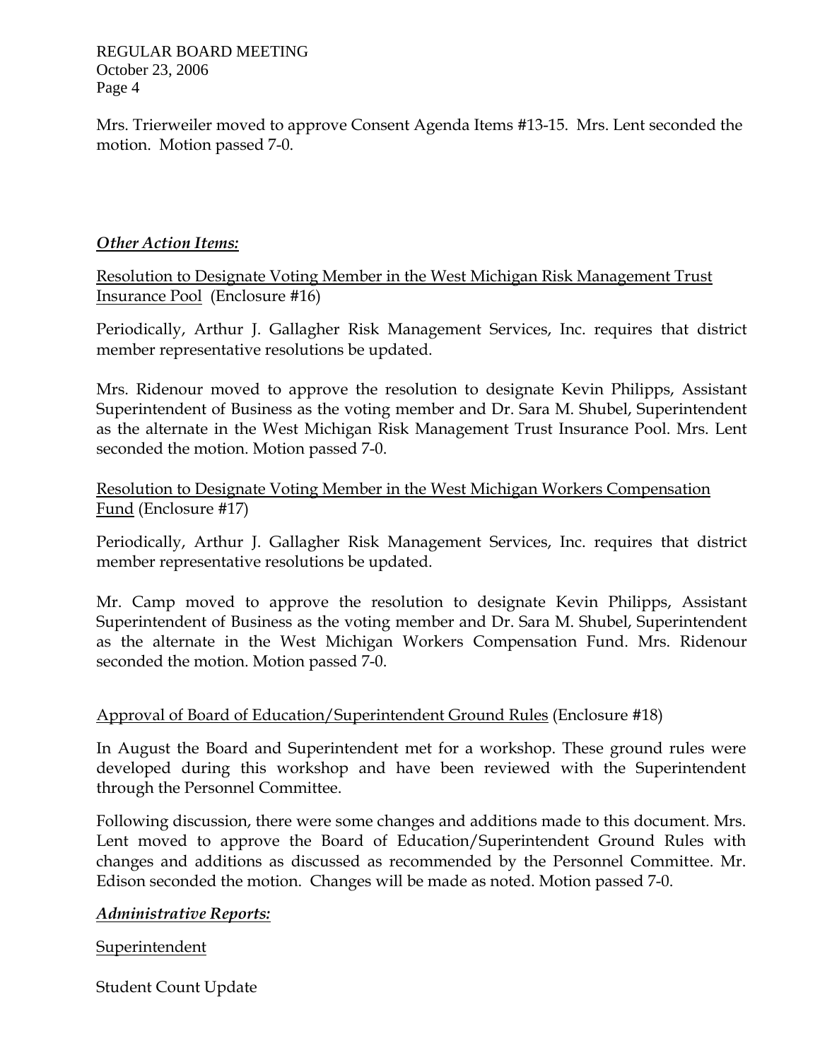Mrs. Trierweiler moved to approve Consent Agenda Items #13-15. Mrs. Lent seconded the motion. Motion passed 7-0.

***Other Action Items:***

Resolution to Designate Voting Member in the West Michigan Risk Management Trust Insurance Pool (Enclosure #16)

Periodically, Arthur J. Gallagher Risk Management Services, Inc. requires that district member representative resolutions be updated.

Mrs. Ridenour moved to approve the resolution to designate Kevin Philipps, Assistant Superintendent of Business as the voting member and Dr. Sara M. Shubel, Superintendent as the alternate in the West Michigan Risk Management Trust Insurance Pool. Mrs. Lent seconded the motion. Motion passed 7-0.

Resolution to Designate Voting Member in the West Michigan Workers Compensation Fund (Enclosure #17)

Periodically, Arthur J. Gallagher Risk Management Services, Inc. requires that district member representative resolutions be updated.

Mr. Camp moved to approve the resolution to designate Kevin Philipps, Assistant Superintendent of Business as the voting member and Dr. Sara M. Shubel, Superintendent as the alternate in the West Michigan Workers Compensation Fund. Mrs. Ridenour seconded the motion. Motion passed 7-0.

Approval of Board of Education/Superintendent Ground Rules (Enclosure #18)

In August the Board and Superintendent met for a workshop. These ground rules were developed during this workshop and have been reviewed with the Superintendent through the Personnel Committee.

Following discussion, there were some changes and additions made to this document. Mrs. Lent moved to approve the Board of Education/Superintendent Ground Rules with changes and additions as discussed as recommended by the Personnel Committee. Mr. Edison seconded the motion. Changes will be made as noted. Motion passed 7-0.

***Administrative Reports:***

Superintendent

Student Count Update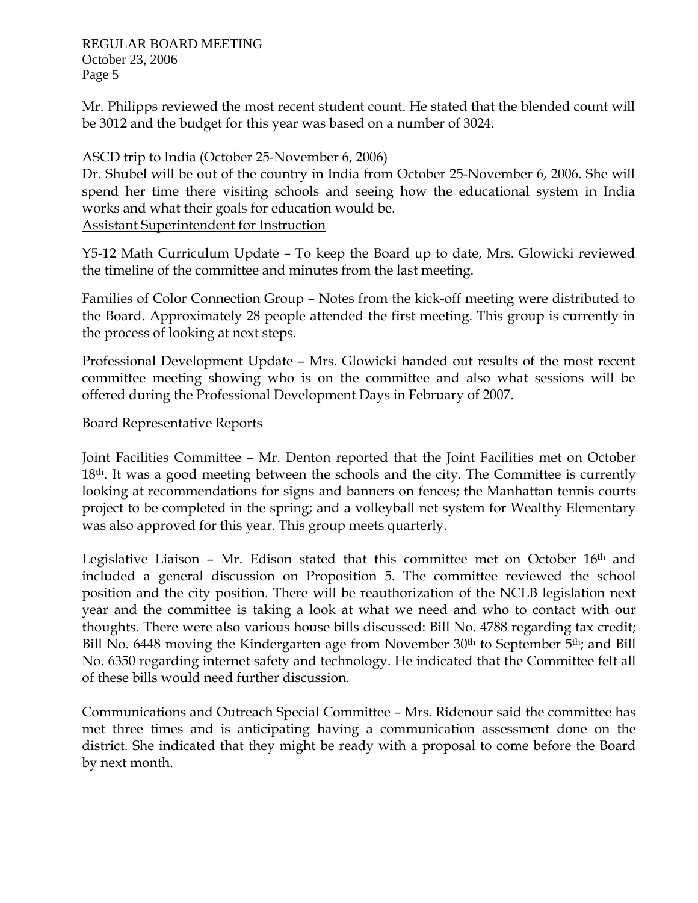Mr. Philipps reviewed the most recent student count. He stated that the blended count will be 3012 and the budget for this year was based on a number of 3024.

ASCD trip to India (October 25-November 6, 2006)

Dr. Shubel will be out of the country in India from October 25-November 6, 2006. She will spend her time there visiting schools and seeing how the educational system in India works and what their goals for education would be.

Assistant Superintendent for Instruction

Y5-12 Math Curriculum Update – To keep the Board up to date, Mrs. Glowicki reviewed the timeline of the committee and minutes from the last meeting.

Families of Color Connection Group – Notes from the kick-off meeting were distributed to the Board. Approximately 28 people attended the first meeting. This group is currently in the process of looking at next steps.

Professional Development Update – Mrs. Glowicki handed out results of the most recent committee meeting showing who is on the committee and also what sessions will be offered during the Professional Development Days in February of 2007.

Board Representative Reports

Joint Facilities Committee – Mr. Denton reported that the Joint Facilities met on October 18th. It was a good meeting between the schools and the city. The Committee is currently looking at recommendations for signs and banners on fences; the Manhattan tennis courts project to be completed in the spring; and a volleyball net system for Wealthy Elementary was also approved for this year. This group meets quarterly.

Legislative Liaison – Mr. Edison stated that this committee met on October 16th and included a general discussion on Proposition 5. The committee reviewed the school position and the city position. There will be reauthorization of the NCLB legislation next year and the committee is taking a look at what we need and who to contact with our thoughts. There were also various house bills discussed: Bill No. 4788 regarding tax credit; Bill No. 6448 moving the Kindergarten age from November 30th to September 5th; and Bill No. 6350 regarding internet safety and technology. He indicated that the Committee felt all of these bills would need further discussion.

Communications and Outreach Special Committee – Mrs. Ridenour said the committee has met three times and is anticipating having a communication assessment done on the district. She indicated that they might be ready with a proposal to come before the Board by next month.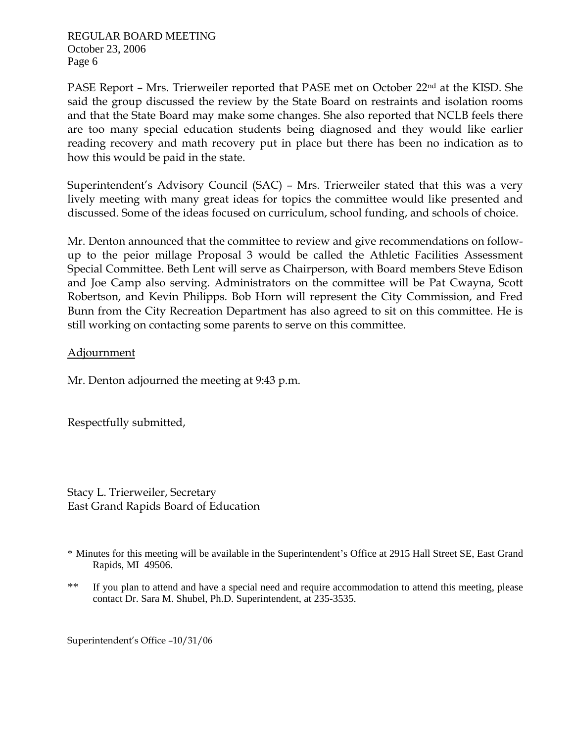PASE Report – Mrs. Trierweiler reported that PASE met on October 22nd at the KISD. She said the group discussed the review by the State Board on restraints and isolation rooms and that the State Board may make some changes. She also reported that NCLB feels there are too many special education students being diagnosed and they would like earlier reading recovery and math recovery put in place but there has been no indication as to how this would be paid in the state.

Superintendent's Advisory Council (SAC) – Mrs. Trierweiler stated that this was a very lively meeting with many great ideas for topics the committee would like presented and discussed. Some of the ideas focused on curriculum, school funding, and schools of choice.

Mr. Denton announced that the committee to review and give recommendations on follow-up to the peior millage Proposal 3 would be called the Athletic Facilities Assessment Special Committee. Beth Lent will serve as Chairperson, with Board members Steve Edison and Joe Camp also serving. Administrators on the committee will be Pat Cwayna, Scott Robertson, and Kevin Philipps. Bob Horn will represent the City Commission, and Fred Bunn from the City Recreation Department has also agreed to sit on this committee. He is still working on contacting some parents to serve on this committee.

<u>Adjournment</u>

Mr. Denton adjourned the meeting at 9:43 p.m.

Respectfully submitted,

Stacy L. Trierweiler, Secretary
East Grand Rapids Board of Education

\* Minutes for this meeting will be available in the Superintendent's Office at 2915 Hall Street SE, East Grand Rapids, MI 49506.

\*\* If you plan to attend and have a special need and require accommodation to attend this meeting, please contact Dr. Sara M. Shubel, Ph.D. Superintendent, at 235-3535.

Superintendent's Office –10/31/06